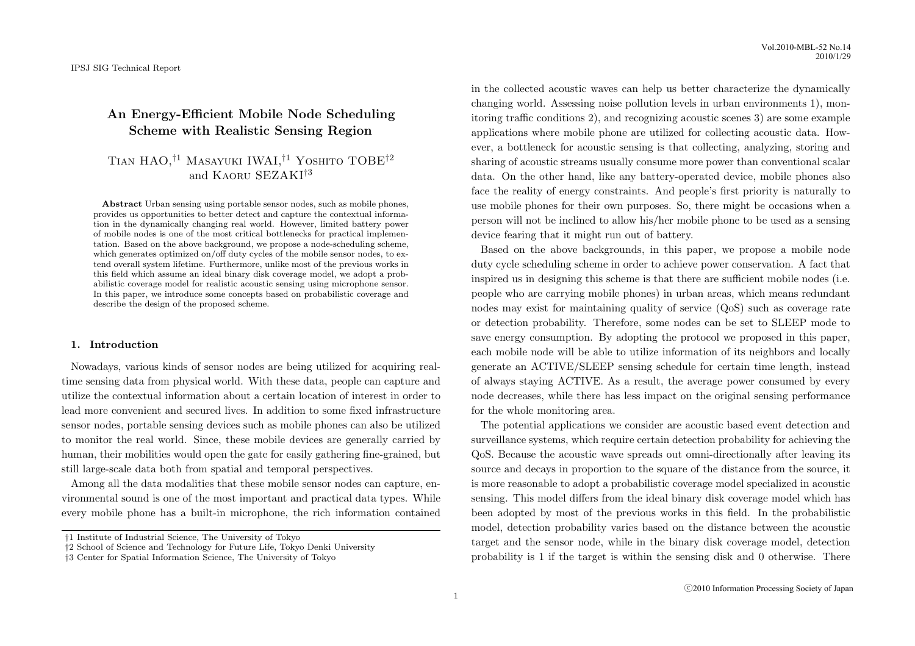# An Energy-Efficient Mobile Node Scheduling Scheme with Realistic Sensing Region

Tian HAO,[†1] Masayuki IWAI,[†1] Yoshito TOBE[†2] and Kaoru SEZAKI[†3]

**Abstract** Urban sensing using portable sensor nodes, such as mobile phones, provides us opportunities to better detect and capture the contextual information in the dynamically changing real world. However, limited battery power of mobile nodes is one of the most critical bottlenecks for practical implementation. Based on the above background, we propose a node-scheduling scheme, which generates optimized on/off duty cycles of the mobile sensor nodes, to extend overall system lifetime. Furthermore, unlike most of the previous works in this field which assume an ideal binary disk coverage model, we adopt a probabilistic coverage model for realistic acoustic sensing using microphone sensor. In this paper, we introduce some concepts based on probabilistic coverage and describe the design of the proposed scheme.

## 1. Introduction

Nowadays, various kinds of sensor nodes are being utilized for acquiring real-time sensing data from physical world. With these data, people can capture and utilize the contextual information about a certain location of interest in order to lead more convenient and secured lives. In addition to some fixed infrastructure sensor nodes, portable sensing devices such as mobile phones can also be utilized to monitor the real world. Since, these mobile devices are generally carried by human, their mobilities would open the gate for easily gathering fine-grained, but still large-scale data both from spatial and temporal perspectives.

Among all the data modalities that these mobile sensor nodes can capture, environmental sound is one of the most important and practical data types. While every mobile phone has a built-in microphone, the rich information contained in the collected acoustic waves can help us better characterize the dynamically changing world. Assessing noise pollution levels in urban environments 1), monitoring traffic conditions 2), and recognizing acoustic scenes 3) are some example applications where mobile phone are utilized for collecting acoustic data. However, a bottleneck for acoustic sensing is that collecting, analyzing, storing and sharing of acoustic streams usually consume more power than conventional scalar data. On the other hand, like any battery-operated device, mobile phones also face the reality of energy constraints. And people's first priority is naturally to use mobile phones for their own purposes. So, there might be occasions when a person will not be inclined to allow his/her mobile phone to be used as a sensing device fearing that it might run out of battery.

Based on the above backgrounds, in this paper, we propose a mobile node duty cycle scheduling scheme in order to achieve power conservation. A fact that inspired us in designing this scheme is that there are sufficient mobile nodes (i.e. people who are carrying mobile phones) in urban areas, which means redundant nodes may exist for maintaining quality of service (QoS) such as coverage rate or detection probability. Therefore, some nodes can be set to SLEEP mode to save energy consumption. By adopting the protocol we proposed in this paper, each mobile node will be able to utilize information of its neighbors and locally generate an ACTIVE/SLEEP sensing schedule for certain time length, instead of always staying ACTIVE. As a result, the average power consumed by every node decreases, while there has less impact on the original sensing performance for the whole monitoring area.

The potential applications we consider are acoustic based event detection and surveillance systems, which require certain detection probability for achieving the QoS. Because the acoustic wave spreads out omni-directionally after leaving its source and decays in proportion to the square of the distance from the source, it is more reasonable to adopt a probabilistic coverage model specialized in acoustic sensing. This model differs from the ideal binary disk coverage model which has been adopted by most of the previous works in this field. In the probabilistic model, detection probability varies based on the distance between the acoustic target and the sensor node, while in the binary disk coverage model, detection probability is 1 if the target is within the sensing disk and 0 otherwise. There

†1 Institute of Industrial Science, The University of Tokyo
†2 School of Science and Technology for Future Life, Tokyo Denki University
†3 Center for Spatial Information Science, The University of Tokyo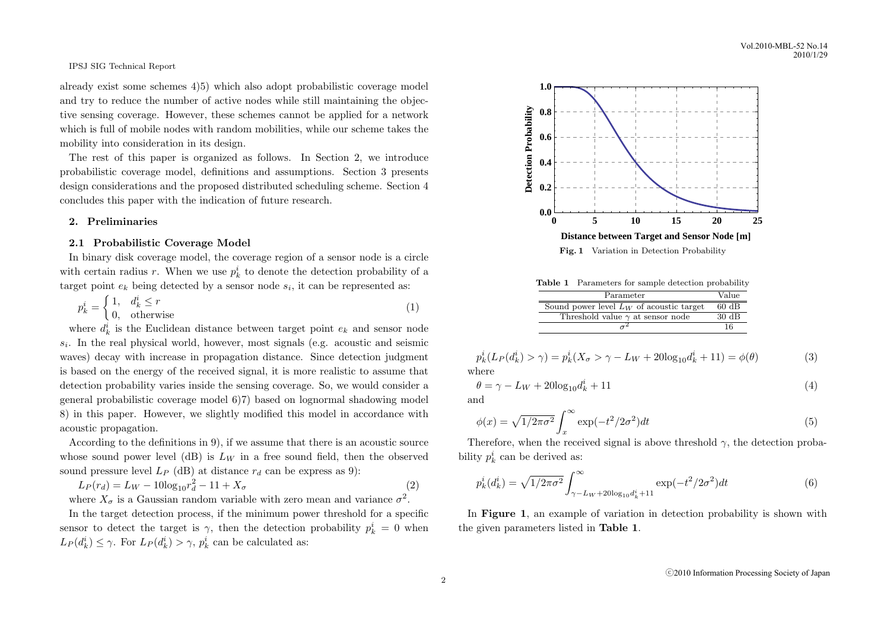already exist some schemes 4)5) which also adopt probabilistic coverage model and try to reduce the number of active nodes while still maintaining the objective sensing coverage. However, these schemes cannot be applied for a network which is full of mobile nodes with random mobilities, while our scheme takes the mobility into consideration in its design.

The rest of this paper is organized as follows. In Section 2, we introduce probabilistic coverage model, definitions and assumptions. Section 3 presents design considerations and the proposed distributed scheduling scheme. Section 4 concludes this paper with the indication of future research.

## 2. Preliminaries

### 2.1 Probabilistic Coverage Model

In binary disk coverage model, the coverage region of a sensor node is a circle with certain radius $r$. When we use $p_k^i$ to denote the detection probability of a target point $e_k$ being detected by a sensor node $s_i$, it can be represented as:

$$p_k^i = \begin{cases} 1, & d_k^i \le r \\ 0, & \text{otherwise} \end{cases} \tag{1}$$

where $d_k^i$ is the Euclidean distance between target point $e_k$ and sensor node $s_i$. In the real physical world, however, most signals (e.g. acoustic and seismic waves) decay with increase in propagation distance. Since detection judgment is based on the energy of the received signal, it is more realistic to assume that detection probability varies inside the sensing coverage. So, we would consider a general probabilistic coverage model 6)7) based on lognormal shadowing model 8) in this paper. However, we slightly modified this model in accordance with acoustic propagation.

According to the definitions in 9), if we assume that there is an acoustic source whose sound power level (dB) is $L_W$ in a free sound field, then the observed sound pressure level $L_P$ (dB) at distance $r_d$ can be express as 9):

$$L_P(r_d) = L_W - 10\log_{10} r_d^2 - 11 + X_\sigma \tag{2}$$

where $X_\sigma$ is a Gaussian random variable with zero mean and variance $\sigma^2$.

In the target detection process, if the minimum power threshold for a specific sensor to detect the target is $\gamma$, then the detection probability $p_k^i = 0$ when $L_P(d_k^i) \le \gamma$. For $L_P(d_k^i) > \gamma$, $p_k^i$ can be calculated as:

$$p_k^i(L_P(d_k^i) > \gamma) = p_k^i(X_\sigma > \gamma - L_W + 20\log_{10} d_k^i + 11) = \phi(\theta) \tag{3}$$

where

$$\theta = \gamma - L_W + 20\log_{10} d_k^i + 11 \tag{4}$$

and

$$\phi(x) = \sqrt{1/2\pi\sigma^2}\int_x^\infty \exp(-t^2/2\sigma^2)dt \tag{5}$$

Therefore, when the received signal is above threshold $\gamma$, the detection probability $p_k^i$ can be derived as:

$$p_k^i(d_k^i) = \sqrt{1/2\pi\sigma^2}\int_{\gamma - L_W + 20\log_{10} d_k^i + 11}^\infty \exp(-t^2/2\sigma^2)dt \tag{6}$$

In **Figure 1**, an example of variation in detection probability is shown with the given parameters listed in **Table 1**.

**Fig. 1** Variation in Detection Probability

**Table 1** Parameters for sample detection probability

| Parameter | Value |
|---|---|
| Sound power level $L_W$ of acoustic target | 60 dB |
| Threshold value $\gamma$ at sensor node | 30 dB |
| $\sigma^2$ | 16 |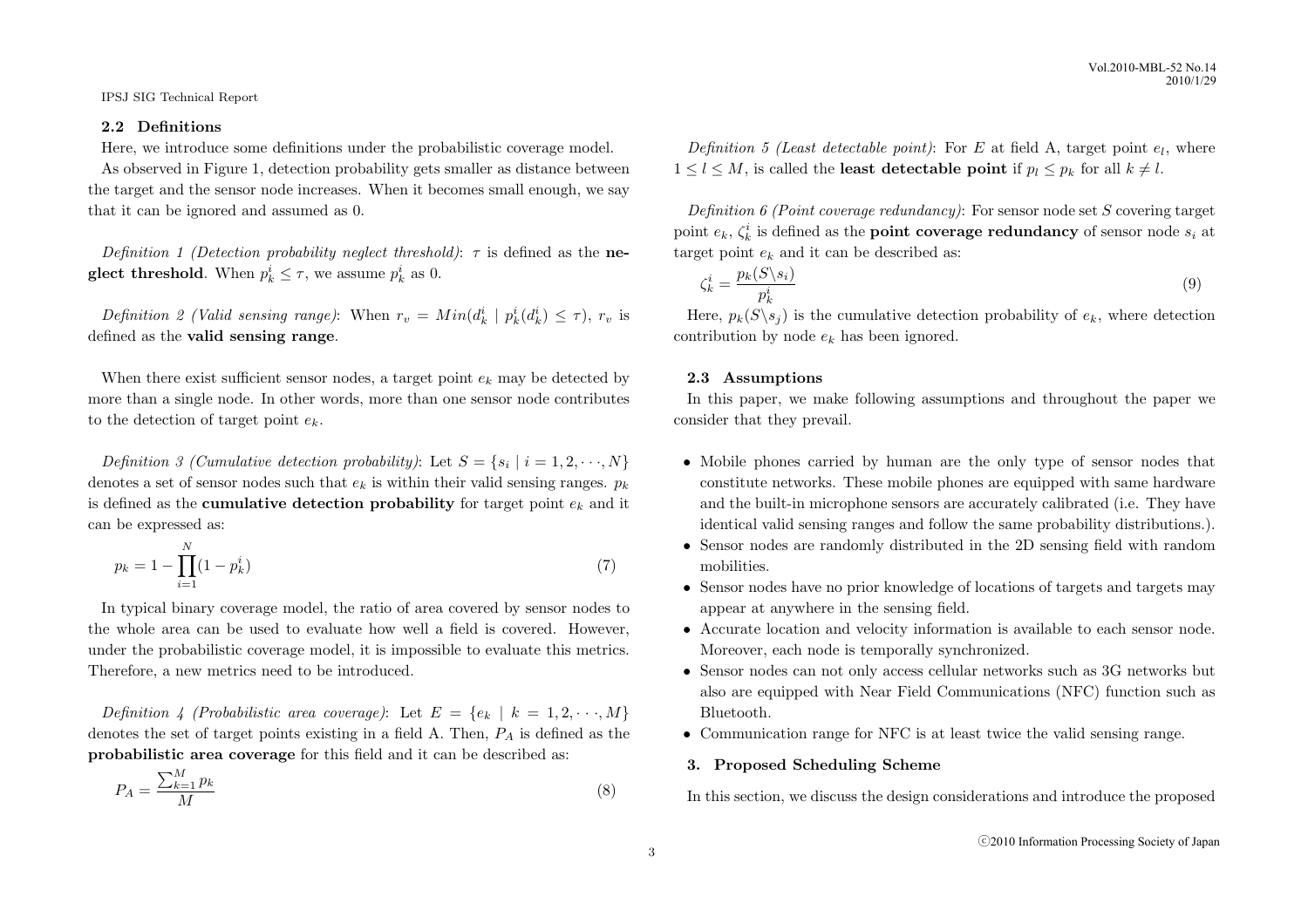### 2.2 Definitions

Here, we introduce some definitions under the probabilistic coverage model.

As observed in Figure 1, detection probability gets smaller as distance between the target and the sensor node increases. When it becomes small enough, we say that it can be ignored and assumed as 0.

*Definition 1 (Detection probability neglect threshold)*: $\tau$ is defined as the **neglect threshold**. When $p_k^i \leq \tau$, we assume $p_k^i$ as 0.

*Definition 2 (Valid sensing range)*: When $r_v = Min(d_k^i \mid p_k^i(d_k^i) \leq \tau)$, $r_v$ is defined as the **valid sensing range**.

When there exist sufficient sensor nodes, a target point $e_k$ may be detected by more than a single node. In other words, more than one sensor node contributes to the detection of target point $e_k$.

*Definition 3 (Cumulative detection probability)*: Let $S = \{s_i \mid i = 1, 2, \cdots, N\}$ denotes a set of sensor nodes such that $e_k$ is within their valid sensing ranges. $p_k$ is defined as the **cumulative detection probability** for target point $e_k$ and it can be expressed as:

$$p_k = 1 - \prod_{i=1}^{N}(1 - p_k^i) \tag{7}$$

In typical binary coverage model, the ratio of area covered by sensor nodes to the whole area can be used to evaluate how well a field is covered. However, under the probabilistic coverage model, it is impossible to evaluate this metrics. Therefore, a new metrics need to be introduced.

*Definition 4 (Probabilistic area coverage)*: Let $E = \{e_k \mid k = 1, 2, \cdots, M\}$ denotes the set of target points existing in a field A. Then, $P_A$ is defined as the **probabilistic area coverage** for this field and it can be described as:

$$P_A = \frac{\sum_{k=1}^{M} p_k}{M} \tag{8}$$

*Definition 5 (Least detectable point)*: For $E$ at field A, target point $e_l$, where $1 \leq l \leq M$, is called the **least detectable point** if $p_l \leq p_k$ for all $k \neq l$.

*Definition 6 (Point coverage redundancy)*: For sensor node set $S$ covering target point $e_k$, $\zeta_k^i$ is defined as the **point coverage redundancy** of sensor node $s_i$ at target point $e_k$ and it can be described as:

$$\zeta_k^i = \frac{p_k(S \backslash s_i)}{p_k^i} \tag{9}$$

Here, $p_k(S \backslash s_j)$ is the cumulative detection probability of $e_k$, where detection contribution by node $e_k$ has been ignored.

### 2.3 Assumptions

In this paper, we make following assumptions and throughout the paper we consider that they prevail.

- Mobile phones carried by human are the only type of sensor nodes that constitute networks. These mobile phones are equipped with same hardware and the built-in microphone sensors are accurately calibrated (i.e. They have identical valid sensing ranges and follow the same probability distributions.).
- Sensor nodes are randomly distributed in the 2D sensing field with random mobilities.
- Sensor nodes have no prior knowledge of locations of targets and targets may appear at anywhere in the sensing field.
- Accurate location and velocity information is available to each sensor node. Moreover, each node is temporally synchronized.
- Sensor nodes can not only access cellular networks such as 3G networks but also are equipped with Near Field Communications (NFC) function such as Bluetooth.
- Communication range for NFC is at least twice the valid sensing range.

## 3. Proposed Scheduling Scheme

In this section, we discuss the design considerations and introduce the proposed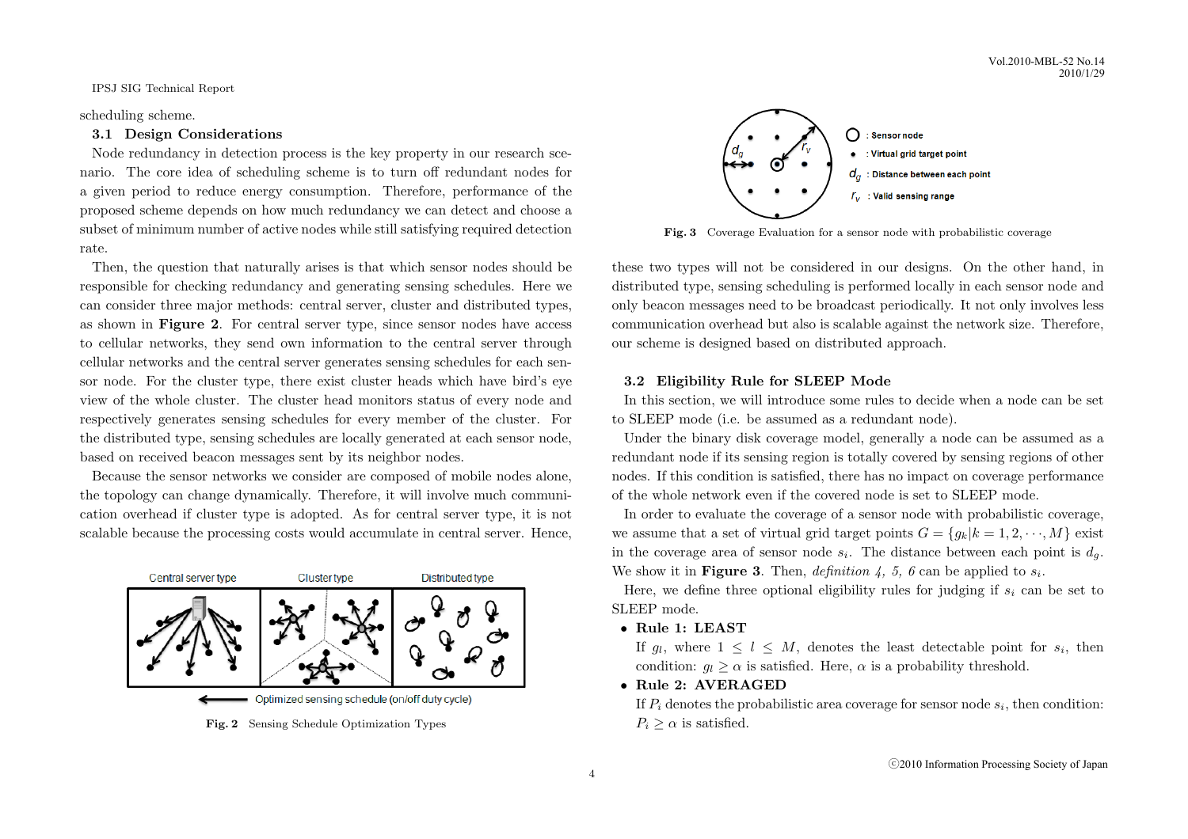scheduling scheme.

### 3.1 Design Considerations

Node redundancy in detection process is the key property in our research scenario. The core idea of scheduling scheme is to turn off redundant nodes for a given period to reduce energy consumption. Therefore, performance of the proposed scheme depends on how much redundancy we can detect and choose a subset of minimum number of active nodes while still satisfying required detection rate.

Then, the question that naturally arises is that which sensor nodes should be responsible for checking redundancy and generating sensing schedules. Here we can consider three major methods: central server, cluster and distributed types, as shown in **Figure 2**. For central server type, since sensor nodes have access to cellular networks, they send own information to the central server through cellular networks and the central server generates sensing schedules for each sensor node. For the cluster type, there exist cluster heads which have bird's eye view of the whole cluster. The cluster head monitors status of every node and respectively generates sensing schedules for every member of the cluster. For the distributed type, sensing schedules are locally generated at each sensor node, based on received beacon messages sent by its neighbor nodes.

Because the sensor networks we consider are composed of mobile nodes alone, the topology can change dynamically. Therefore, it will involve much communication overhead if cluster type is adopted. As for central server type, it is not scalable because the processing costs would accumulate in central server. Hence, these two types will not be considered in our designs. On the other hand, in distributed type, sensing scheduling is performed locally in each sensor node and only beacon messages need to be broadcast periodically. It not only involves less communication overhead but also is scalable against the network size. Therefore, our scheme is designed based on distributed approach.

**Fig. 2** Sensing Schedule Optimization Types

**Fig. 3** Coverage Evaluation for a sensor node with probabilistic coverage

### 3.2 Eligibility Rule for SLEEP Mode

In this section, we will introduce some rules to decide when a node can be set to SLEEP mode (i.e. be assumed as a redundant node).

Under the binary disk coverage model, generally a node can be assumed as a redundant node if its sensing region is totally covered by sensing regions of other nodes. If this condition is satisfied, there has no impact on coverage performance of the whole network even if the covered node is set to SLEEP mode.

In order to evaluate the coverage of a sensor node with probabilistic coverage, we assume that a set of virtual grid target points $G = \{g_k | k = 1, 2, \cdots, M\}$ exist in the coverage area of sensor node $s_i$. The distance between each point is $d_g$. We show it in **Figure 3**. Then, *definition 4, 5, 6* can be applied to $s_i$.

Here, we define three optional eligibility rules for judging if $s_i$ can be set to SLEEP mode.

- **Rule 1: LEAST**
  If $g_l$, where $1 \leq l \leq M$, denotes the least detectable point for $s_i$, then condition: $g_l \geq \alpha$ is satisfied. Here, $\alpha$ is a probability threshold.
- **Rule 2: AVERAGED**
  If $P_i$ denotes the probabilistic area coverage for sensor node $s_i$, then condition: $P_i \geq \alpha$ is satisfied.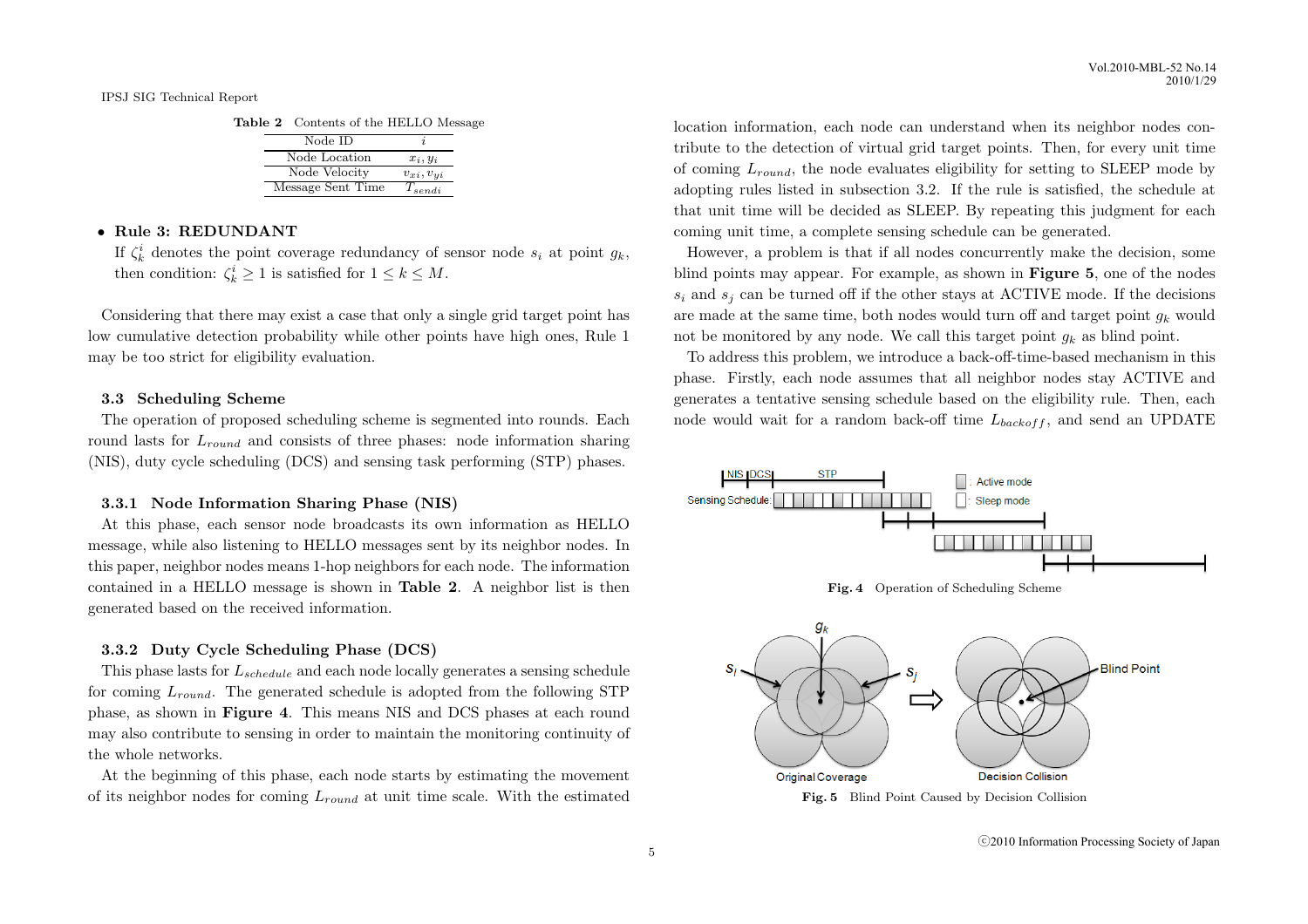**Table 2** Contents of the HELLO Message

| Node ID | $i$ |
| --- | --- |
| Node Location | $x_i, y_i$ |
| Node Velocity | $v_{xi}, v_{yi}$ |
| Message Sent Time | $T_{sendi}$ |

- **Rule 3: REDUNDANT**
  If $\zeta_k^i$ denotes the point coverage redundancy of sensor node $s_i$ at point $g_k$, then condition: $\zeta_k^i \geq 1$ is satisfied for $1 \leq k \leq M$.

Considering that there may exist a case that only a single grid target point has low cumulative detection probability while other points have high ones, Rule 1 may be too strict for eligibility evaluation.

### 3.3 Scheduling Scheme

The operation of proposed scheduling scheme is segmented into rounds. Each round lasts for $L_{round}$ and consists of three phases: node information sharing (NIS), duty cycle scheduling (DCS) and sensing task performing (STP) phases.

#### 3.3.1 Node Information Sharing Phase (NIS)

At this phase, each sensor node broadcasts its own information as HELLO message, while also listening to HELLO messages sent by its neighbor nodes. In this paper, neighbor nodes means 1-hop neighbors for each node. The information contained in a HELLO message is shown in **Table 2**. A neighbor list is then generated based on the received information.

#### 3.3.2 Duty Cycle Scheduling Phase (DCS)

This phase lasts for $L_{schedule}$ and each node locally generates a sensing schedule for coming $L_{round}$. The generated schedule is adopted from the following STP phase, as shown in **Figure 4**. This means NIS and DCS phases at each round may also contribute to sensing in order to maintain the monitoring continuity of the whole networks.

At the beginning of this phase, each node starts by estimating the movement of its neighbor nodes for coming $L_{round}$ at unit time scale. With the estimated location information, each node can understand when its neighbor nodes contribute to the detection of virtual grid target points. Then, for every unit time of coming $L_{round}$, the node evaluates eligibility for setting to SLEEP mode by adopting rules listed in subsection 3.2. If the rule is satisfied, the schedule at that unit time will be decided as SLEEP. By repeating this judgment for each coming unit time, a complete sensing schedule can be generated.

However, a problem is that if all nodes concurrently make the decision, some blind points may appear. For example, as shown in **Figure 5**, one of the nodes $s_i$ and $s_j$ can be turned off if the other stays at ACTIVE mode. If the decisions are made at the same time, both nodes would turn off and target point $g_k$ would not be monitored by any node. We call this target point $g_k$ as blind point.

To address this problem, we introduce a back-off-time-based mechanism in this phase. Firstly, each node assumes that all neighbor nodes stay ACTIVE and generates a tentative sensing schedule based on the eligibility rule. Then, each node would wait for a random back-off time $L_{backoff}$, and send an UPDATE

**Fig. 4** Operation of Scheduling Scheme

**Fig. 5** Blind Point Caused by Decision Collision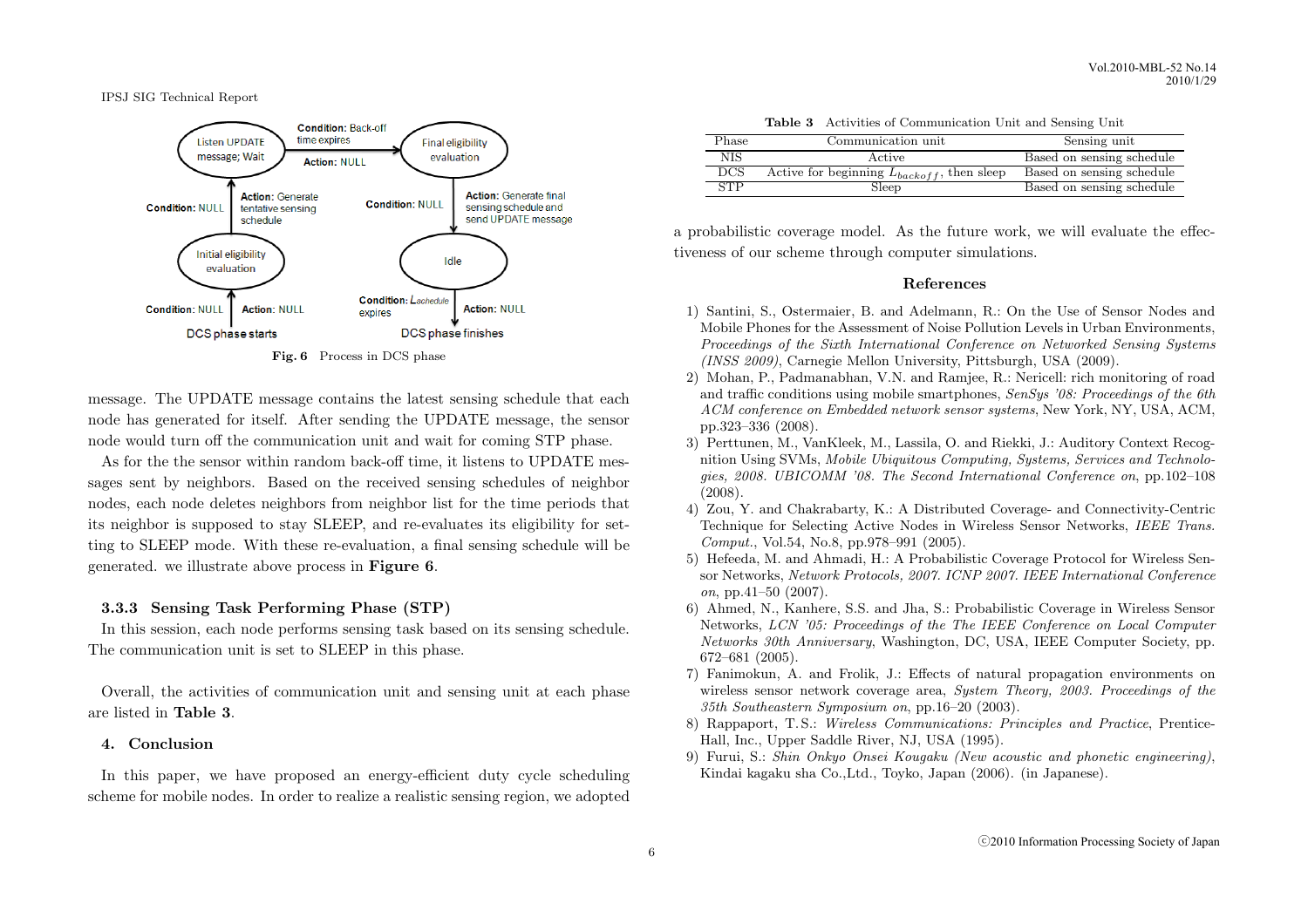Condition: Back-off time expires

Action: NULL

Listen UPDATE message; Wait

Final eligibility evaluation

Condition: NULL

Action: Generate tentative sensing schedule

Condition: NULL

Action: Generate final sensing schedule and send UPDATE message

Initial eligibility evaluation

Idle

Condition: NULL

Action: NULL

Condition: $L_{schedule}$ expires

Action: NULL

DCS phase starts

DCS phase finishes

**Fig. 6** Process in DCS phase

message. The UPDATE message contains the latest sensing schedule that each node has generated for itself. After sending the UPDATE message, the sensor node would turn off the communication unit and wait for coming STP phase.

As for the the sensor within random back-off time, it listens to UPDATE messages sent by neighbors. Based on the received sensing schedules of neighbor nodes, each node deletes neighbors from neighbor list for the time periods that its neighbor is supposed to stay SLEEP, and re-evaluates its eligibility for setting to SLEEP mode. With these re-evaluation, a final sensing schedule will be generated. we illustrate above process in **Figure 6**.

### 3.3.3 Sensing Task Performing Phase (STP)

In this session, each node performs sensing task based on its sensing schedule. The communication unit is set to SLEEP in this phase.

Overall, the activities of communication unit and sensing unit at each phase are listed in **Table 3**.

## 4. Conclusion

In this paper, we have proposed an energy-efficient duty cycle scheduling scheme for mobile nodes. In order to realize a realistic sensing region, we adopted a probabilistic coverage model. As the future work, we will evaluate the effectiveness of our scheme through computer simulations.

**Table 3** Activities of Communication Unit and Sensing Unit

| Phase | Communication unit | Sensing unit |
|---|---|---|
| NIS | Active | Based on sensing schedule |
| DCS | Active for beginning $L_{backoff}$, then sleep | Based on sensing schedule |
| STP | Sleep | Based on sensing schedule |

## References

1) Santini, S., Ostermaier, B. and Adelmann, R.: On the Use of Sensor Nodes and Mobile Phones for the Assessment of Noise Pollution Levels in Urban Environments, *Proceedings of the Sixth International Conference on Networked Sensing Systems (INSS 2009)*, Carnegie Mellon University, Pittsburgh, USA (2009).
2) Mohan, P., Padmanabhan, V.N. and Ramjee, R.: Nericell: rich monitoring of road and traffic conditions using mobile smartphones, *SenSys '08: Proceedings of the 6th ACM conference on Embedded network sensor systems*, New York, NY, USA, ACM, pp.323–336 (2008).
3) Perttunen, M., VanKleek, M., Lassila, O. and Riekki, J.: Auditory Context Recognition Using SVMs, *Mobile Ubiquitous Computing, Systems, Services and Technologies, 2008. UBICOMM '08. The Second International Conference on*, pp.102–108 (2008).
4) Zou, Y. and Chakrabarty, K.: A Distributed Coverage- and Connectivity-Centric Technique for Selecting Active Nodes in Wireless Sensor Networks, *IEEE Trans. Comput.*, Vol.54, No.8, pp.978–991 (2005).
5) Hefeeda, M. and Ahmadi, H.: A Probabilistic Coverage Protocol for Wireless Sensor Networks, *Network Protocols, 2007. ICNP 2007. IEEE International Conference on*, pp.41–50 (2007).
6) Ahmed, N., Kanhere, S.S. and Jha, S.: Probabilistic Coverage in Wireless Sensor Networks, *LCN '05: Proceedings of the The IEEE Conference on Local Computer Networks 30th Anniversary*, Washington, DC, USA, IEEE Computer Society, pp. 672–681 (2005).
7) Fanimokun, A. and Frolik, J.: Effects of natural propagation environments on wireless sensor network coverage area, *System Theory, 2003. Proceedings of the 35th Southeastern Symposium on*, pp.16–20 (2003).
8) Rappaport, T.S.: *Wireless Communications: Principles and Practice*, Prentice-Hall, Inc., Upper Saddle River, NJ, USA (1995).
9) Furui, S.: *Shin Onkyo Onsei Kougaku (New acoustic and phonetic engineering)*, Kindai kagaku sha Co.,Ltd., Toyko, Japan (2006). (in Japanese).